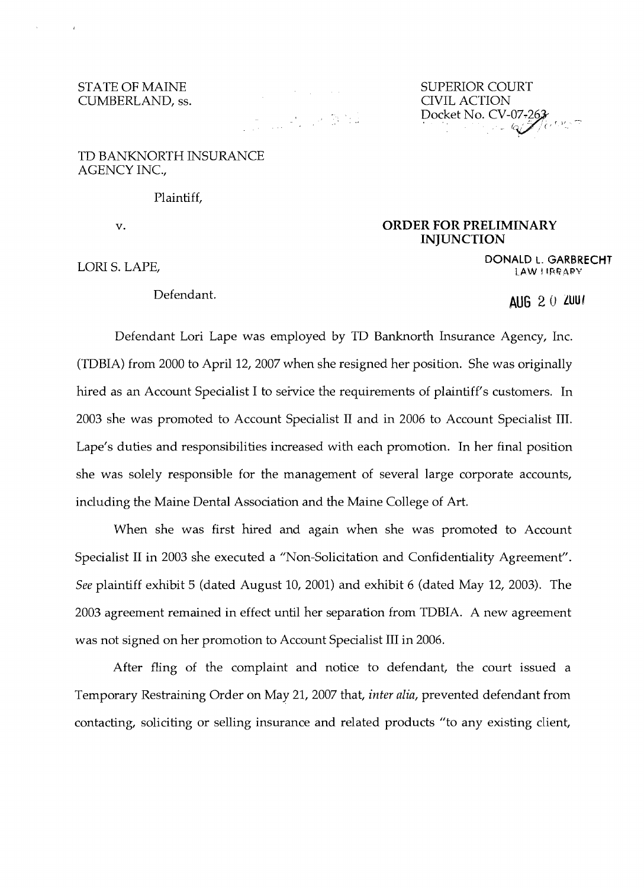STATE OF MAINE
CUMBERLAND, ss.

SUPERIOR COURT
CIVIL ACTION
Docket No. CV-07-263

TD BANKNORTH INSURANCE AGENCY INC.,

Plaintiff,

v.

LORI S. LAPE,

Defendant.

**ORDER FOR PRELIMINARY INJUNCTION**

DONALD L. GARBRECHT
LAW LIBRARY

AUG 20 2007

Defendant Lori Lape was employed by TD Banknorth Insurance Agency, Inc. (TDBIA) from 2000 to April 12, 2007 when she resigned her position. She was originally hired as an Account Specialist I to service the requirements of plaintiff's customers. In 2003 she was promoted to Account Specialist II and in 2006 to Account Specialist III. Lape's duties and responsibilities increased with each promotion. In her final position she was solely responsible for the management of several large corporate accounts, including the Maine Dental Association and the Maine College of Art.

When she was first hired and again when she was promoted to Account Specialist II in 2003 she executed a "Non-Solicitation and Confidentiality Agreement". *See* plaintiff exhibit 5 (dated August 10, 2001) and exhibit 6 (dated May 12, 2003). The 2003 agreement remained in effect until her separation from TDBIA. A new agreement was not signed on her promotion to Account Specialist III in 2006.

After fling of the complaint and notice to defendant, the court issued a Temporary Restraining Order on May 21, 2007 that, *inter alia*, prevented defendant from contacting, soliciting or selling insurance and related products "to any existing client,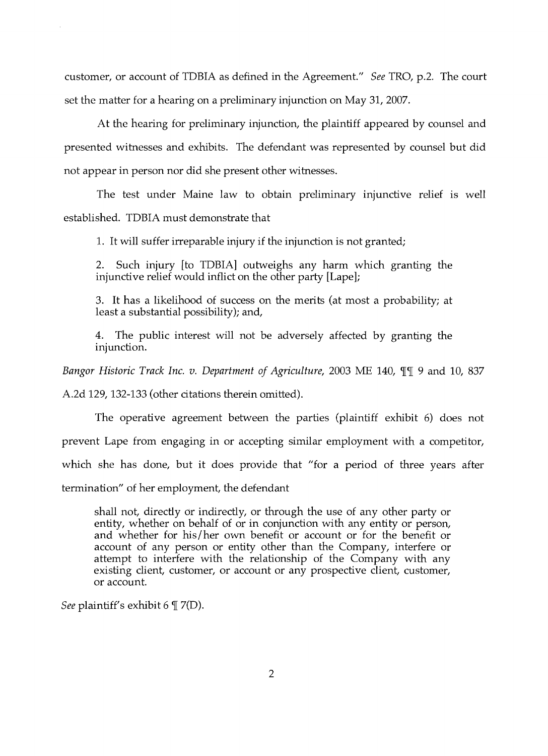customer, or account of TDBIA as defined in the Agreement." *See* TRO, p.2. The court set the matter for a hearing on a preliminary injunction on May 31, 2007.

At the hearing for preliminary injunction, the plaintiff appeared by counsel and presented witnesses and exhibits. The defendant was represented by counsel but did not appear in person nor did she present other witnesses.

The test under Maine law to obtain preliminary injunctive relief is well established. TDBIA must demonstrate that

> 1. It will suffer irreparable injury if the injunction is not granted;
>
> 2. Such injury [to TDBIA] outweighs any harm which granting the injunctive relief would inflict on the other party [Lape];
>
> 3. It has a likelihood of success on the merits (at most a probability; at least a substantial possibility); and,
>
> 4. The public interest will not be adversely affected by granting the injunction.

*Bangor Historic Track Inc. v. Department of Agriculture*, 2003 ME 140, ¶¶ 9 and 10, 837 A.2d 129, 132-133 (other citations therein omitted).

The operative agreement between the parties (plaintiff exhibit 6) does not prevent Lape from engaging in or accepting similar employment with a competitor, which she has done, but it does provide that "for a period of three years after termination" of her employment, the defendant

> shall not, directly or indirectly, or through the use of any other party or entity, whether on behalf of or in conjunction with any entity or person, and whether for his/her own benefit or account or for the benefit or account of any person or entity other than the Company, interfere or attempt to interfere with the relationship of the Company with any existing client, customer, or account or any prospective client, customer, or account.

*See* plaintiff's exhibit 6 ¶ 7(D).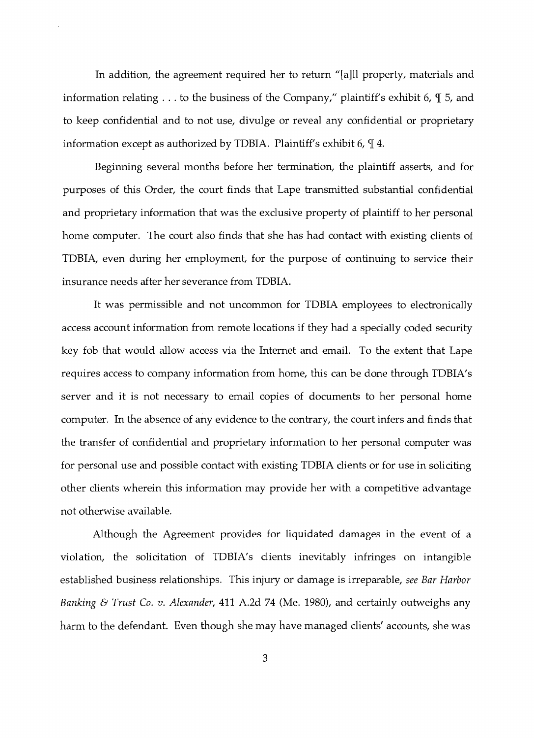In addition, the agreement required her to return "[a]ll property, materials and information relating . . . to the business of the Company," plaintiff's exhibit 6, ¶ 5, and to keep confidential and to not use, divulge or reveal any confidential or proprietary information except as authorized by TDBIA. Plaintiff's exhibit 6, ¶ 4.

Beginning several months before her termination, the plaintiff asserts, and for purposes of this Order, the court finds that Lape transmitted substantial confidential and proprietary information that was the exclusive property of plaintiff to her personal home computer. The court also finds that she has had contact with existing clients of TDBIA, even during her employment, for the purpose of continuing to service their insurance needs after her severance from TDBIA.

It was permissible and not uncommon for TDBIA employees to electronically access account information from remote locations if they had a specially coded security key fob that would allow access via the Internet and email. To the extent that Lape requires access to company information from home, this can be done through TDBIA's server and it is not necessary to email copies of documents to her personal home computer. In the absence of any evidence to the contrary, the court infers and finds that the transfer of confidential and proprietary information to her personal computer was for personal use and possible contact with existing TDBIA clients or for use in soliciting other clients wherein this information may provide her with a competitive advantage not otherwise available.

Although the Agreement provides for liquidated damages in the event of a violation, the solicitation of TDBIA's clients inevitably infringes on intangible established business relationships. This injury or damage is irreparable, *see Bar Harbor Banking & Trust Co. v. Alexander*, 411 A.2d 74 (Me. 1980), and certainly outweighs any harm to the defendant. Even though she may have managed clients' accounts, she was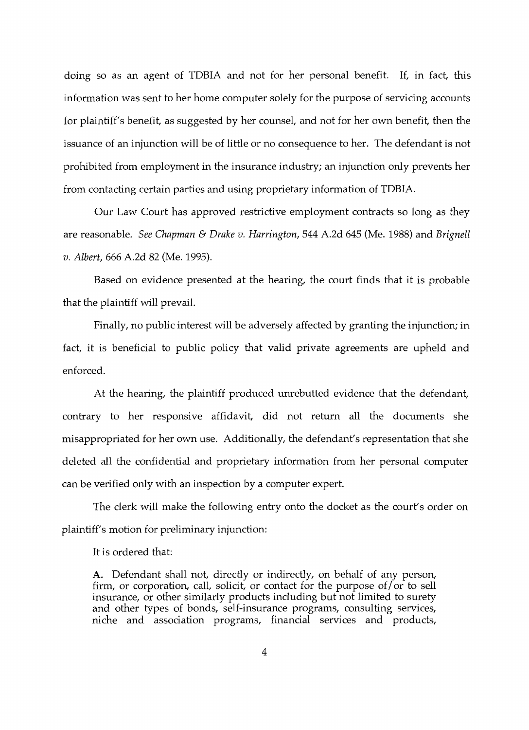doing so as an agent of TDBIA and not for her personal benefit. If, in fact, this information was sent to her home computer solely for the purpose of servicing accounts for plaintiff's benefit, as suggested by her counsel, and not for her own benefit, then the issuance of an injunction will be of little or no consequence to her. The defendant is not prohibited from employment in the insurance industry; an injunction only prevents her from contacting certain parties and using proprietary information of TDBIA.

Our Law Court has approved restrictive employment contracts so long as they are reasonable. *See Chapman & Drake v. Harrington*, 544 A.2d 645 (Me. 1988) and *Brignell v. Albert*, 666 A.2d 82 (Me. 1995).

Based on evidence presented at the hearing, the court finds that it is probable that the plaintiff will prevail.

Finally, no public interest will be adversely affected by granting the injunction; in fact, it is beneficial to public policy that valid private agreements are upheld and enforced.

At the hearing, the plaintiff produced unrebutted evidence that the defendant, contrary to her responsive affidavit, did not return all the documents she misappropriated for her own use. Additionally, the defendant's representation that she deleted all the confidential and proprietary information from her personal computer can be verified only with an inspection by a computer expert.

The clerk will make the following entry onto the docket as the court's order on plaintiff's motion for preliminary injunction:

It is ordered that:

> **A.** Defendant shall not, directly or indirectly, on behalf of any person, firm, or corporation, call, solicit, or contact for the purpose of/or to sell insurance, or other similarly products including but not limited to surety and other types of bonds, self-insurance programs, consulting services, niche and association programs, financial services and products,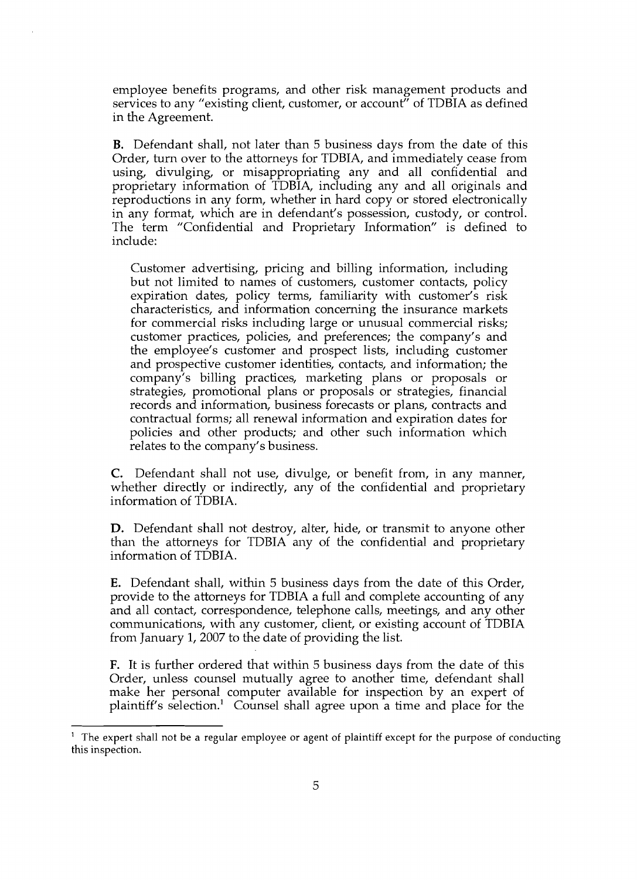employee benefits programs, and other risk management products and services to any "existing client, customer, or account" of TDBIA as defined in the Agreement.

**B.** Defendant shall, not later than 5 business days from the date of this Order, turn over to the attorneys for TDBIA, and immediately cease from using, divulging, or misappropriating any and all confidential and proprietary information of TDBIA, including any and all originals and reproductions in any form, whether in hard copy or stored electronically in any format, which are in defendant's possession, custody, or control. The term "Confidential and Proprietary Information" is defined to include:

> Customer advertising, pricing and billing information, including but not limited to names of customers, customer contacts, policy expiration dates, policy terms, familiarity with customer's risk characteristics, and information concerning the insurance markets for commercial risks including large or unusual commercial risks; customer practices, policies, and preferences; the company's and the employee's customer and prospect lists, including customer and prospective customer identities, contacts, and information; the company's billing practices, marketing plans or proposals or strategies, promotional plans or proposals or strategies, financial records and information, business forecasts or plans, contracts and contractual forms; all renewal information and expiration dates for policies and other products; and other such information which relates to the company's business.

**C.** Defendant shall not use, divulge, or benefit from, in any manner, whether directly or indirectly, any of the confidential and proprietary information of TDBIA.

**D.** Defendant shall not destroy, alter, hide, or transmit to anyone other than the attorneys for TDBIA any of the confidential and proprietary information of TDBIA.

**E.** Defendant shall, within 5 business days from the date of this Order, provide to the attorneys for TDBIA a full and complete accounting of any and all contact, correspondence, telephone calls, meetings, and any other communications, with any customer, client, or existing account of TDBIA from January 1, 2007 to the date of providing the list.

**F.** It is further ordered that within 5 business days from the date of this Order, unless counsel mutually agree to another time, defendant shall make her personal computer available for inspection by an expert of plaintiff's selection.[1] Counsel shall agree upon a time and place for the

[1] The expert shall not be a regular employee or agent of plaintiff except for the purpose of conducting this inspection.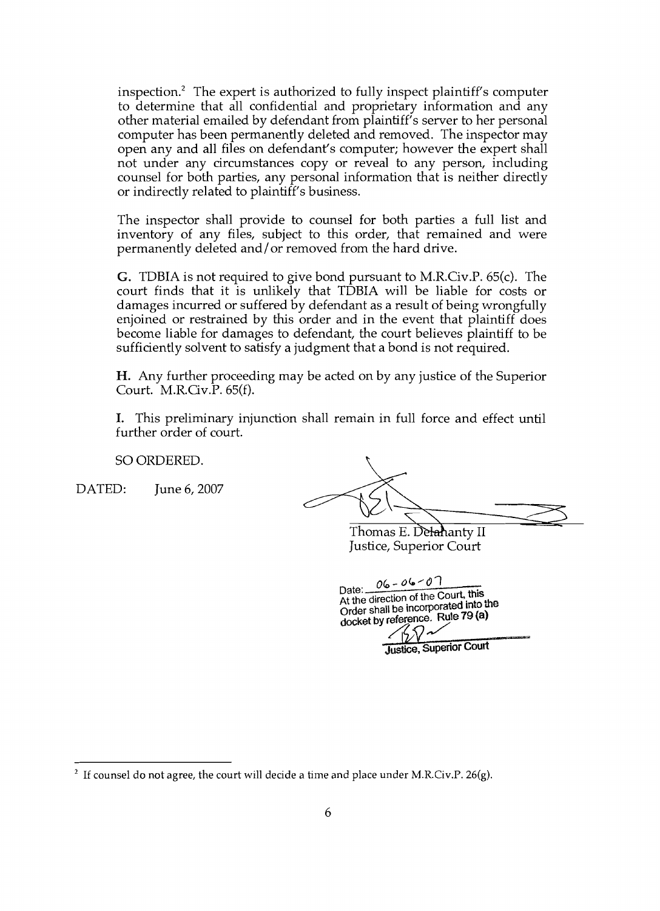inspection.[2] The expert is authorized to fully inspect plaintiff's computer to determine that all confidential and proprietary information and any other material emailed by defendant from plaintiff's server to her personal computer has been permanently deleted and removed. The inspector may open any and all files on defendant's computer; however the expert shall not under any circumstances copy or reveal to any person, including counsel for both parties, any personal information that is neither directly or indirectly related to plaintiff's business.

The inspector shall provide to counsel for both parties a full list and inventory of any files, subject to this order, that remained and were permanently deleted and/or removed from the hard drive.

**G.** TDBIA is not required to give bond pursuant to M.R.Civ.P. 65(c). The court finds that it is unlikely that TDBIA will be liable for costs or damages incurred or suffered by defendant as a result of being wrongfully enjoined or restrained by this order and in the event that plaintiff does become liable for damages to defendant, the court believes plaintiff to be sufficiently solvent to satisfy a judgment that a bond is not required.

**H.** Any further proceeding may be acted on by any justice of the Superior Court. M.R.Civ.P. 65(f).

**I.** This preliminary injunction shall remain in full force and effect until further order of court.

SO ORDERED.

DATED: June 6, 2007

Thomas E. Delahanty II
Justice, Superior Court

Date: 06-06-07
At the direction of the Court, this Order shall be incorporated into the docket by reference. Rule 79 (a)

Justice, Superior Court

---

[2] If counsel do not agree, the court will decide a time and place under M.R.Civ.P. 26(g).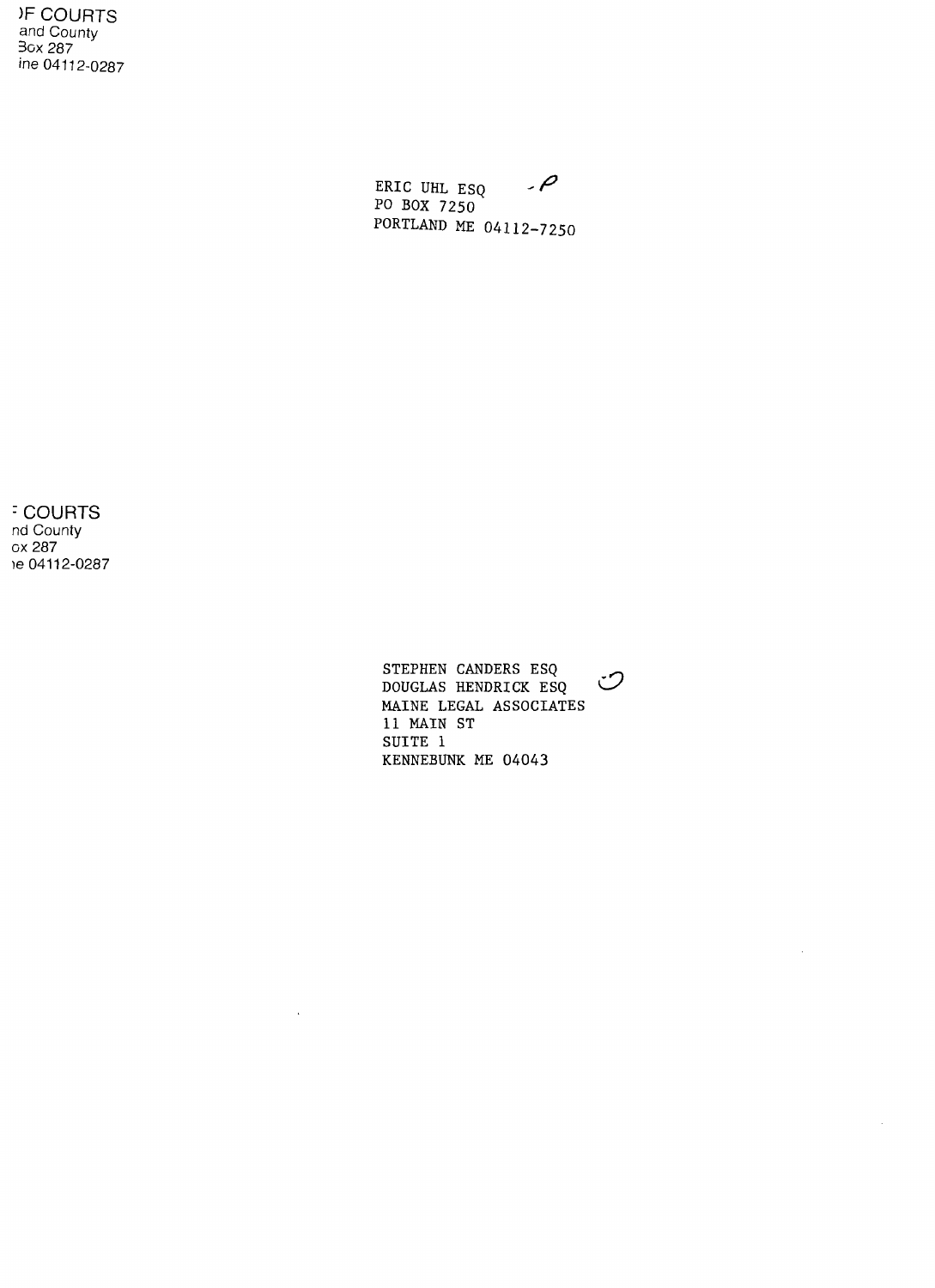)F COURTS
and County
3ox 287
ine 04112-0287

ERIC UHL ESQ
PO BOX 7250
PORTLAND ME 04112-7250

- COURTS
nd County
ox 287
ıe 04112-0287

STEPHEN CANDERS ESQ
DOUGLAS HENDRICK ESQ
MAINE LEGAL ASSOCIATES
11 MAIN ST
SUITE 1
KENNEBUNK ME 04043